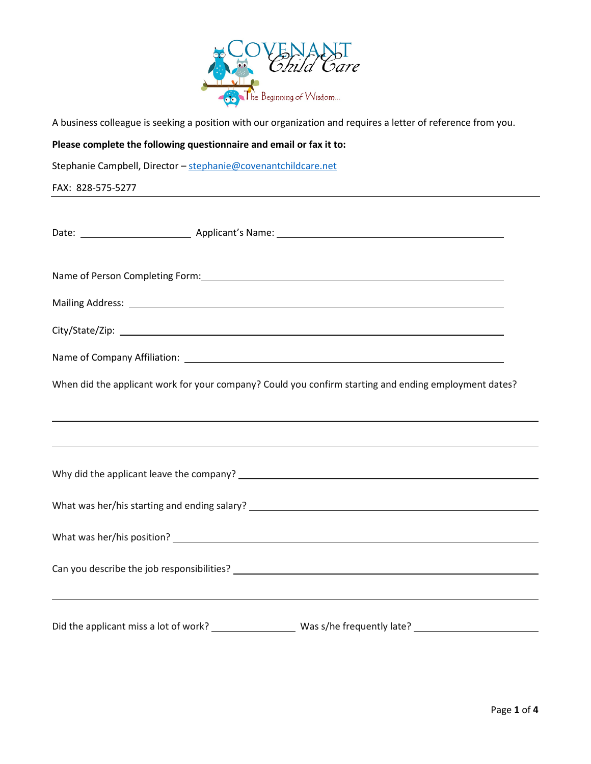A business colleague is seeking a position with our organization and requires a letter of reference from you.

**Please complete the following questionnaire and email or fax it to:**

Stephanie Campbell, Director – stephanie@covenantchildcare.net

FAX: 828-575-5277

---

Date: ____________________ Applicant's Name: ________________________________________

Name of Person Completing Form: ________________________________________

Mailing Address: ________________________________________

City/State/Zip: ________________________________________

Name of Company Affiliation: ________________________________________

When did the applicant work for your company? Could you confirm starting and ending employment dates?

________________________________________

________________________________________

Why did the applicant leave the company? ________________________________________

What was her/his starting and ending salary? ________________________________________

What was her/his position? ________________________________________

Can you describe the job responsibilities? ________________________________________

________________________________________

Did the applicant miss a lot of work? ______________ Was s/he frequently late? ______________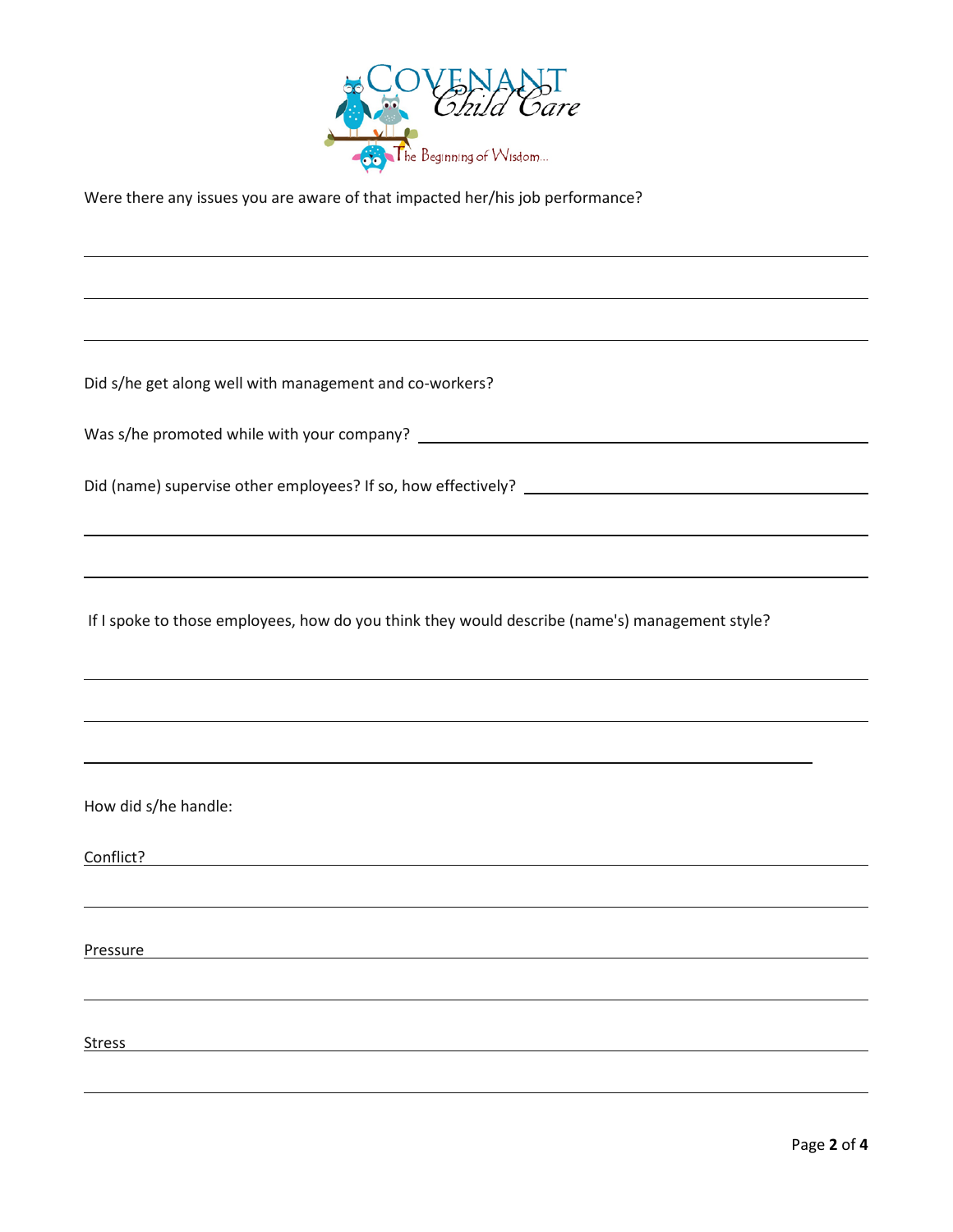Were there any issues you are aware of that impacted her/his job performance?

Did s/he get along well with management and co-workers?

Was s/he promoted while with your company?

Did (name) supervise other employees? If so, how effectively?

If I spoke to those employees, how do you think they would describe (name's) management style?

How did s/he handle:

Conflict?

Pressure

Stress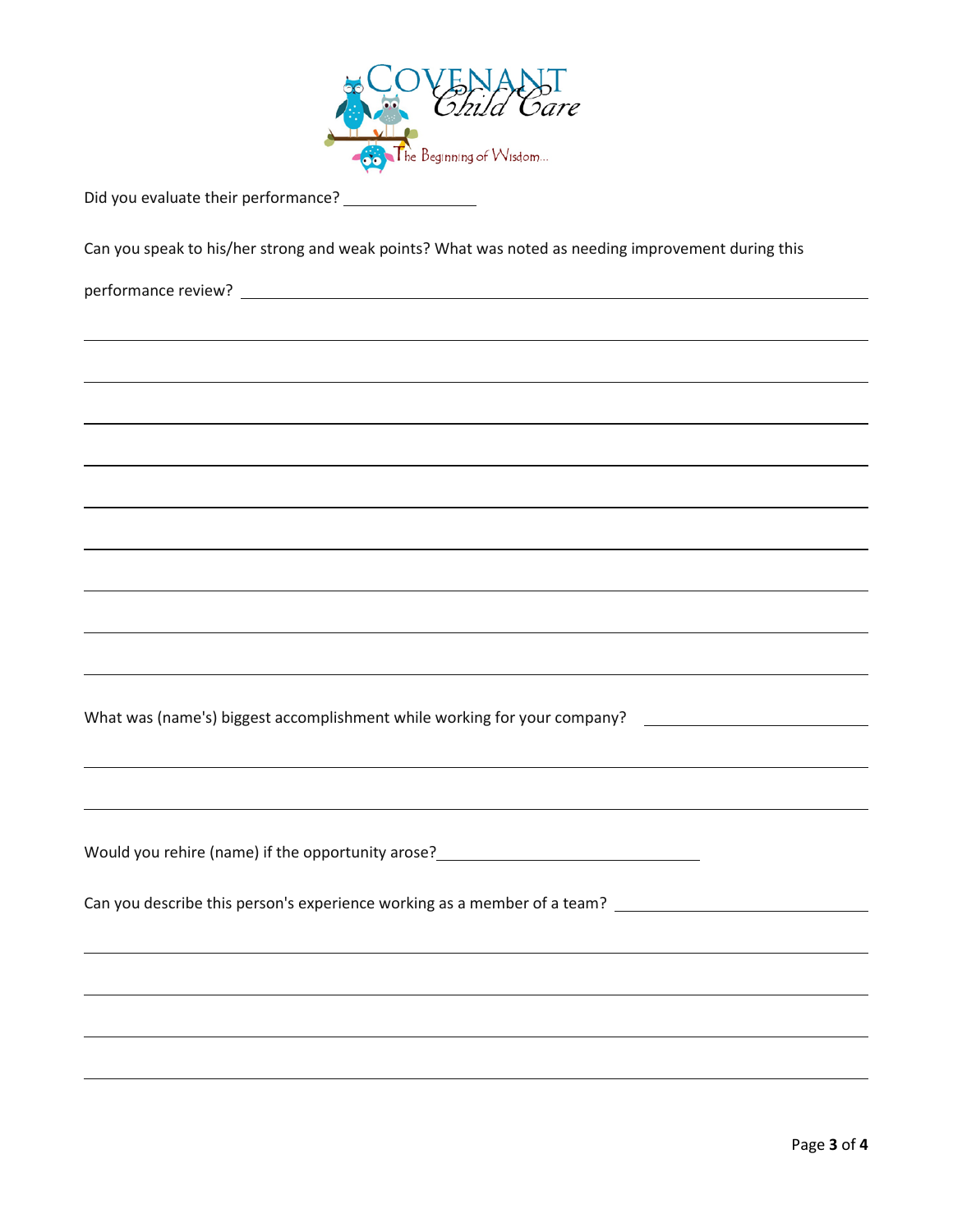Did you evaluate their performance? ______________

Can you speak to his/her strong and weak points? What was noted as needing improvement during this performance review? ______________________________________________________________

______________________________________________________________

______________________________________________________________

______________________________________________________________

______________________________________________________________

______________________________________________________________

______________________________________________________________

______________________________________________________________

______________________________________________________________

______________________________________________________________

What was (name's) biggest accomplishment while working for your company? ______________________

______________________________________________________________

______________________________________________________________

Would you rehire (name) if the opportunity arose? ____________________________

Can you describe this person's experience working as a member of a team? ______________________

______________________________________________________________

______________________________________________________________

______________________________________________________________

______________________________________________________________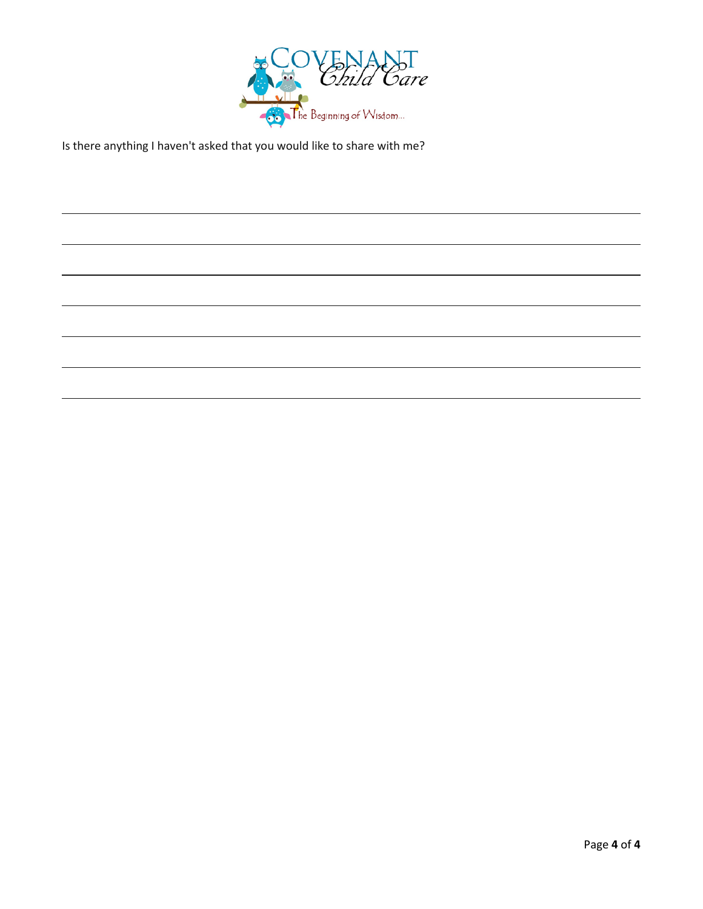Is there anything I haven't asked that you would like to share with me?

_______________________________________________________________________________

_______________________________________________________________________________

_______________________________________________________________________________

_______________________________________________________________________________

_______________________________________________________________________________

_______________________________________________________________________________

_______________________________________________________________________________